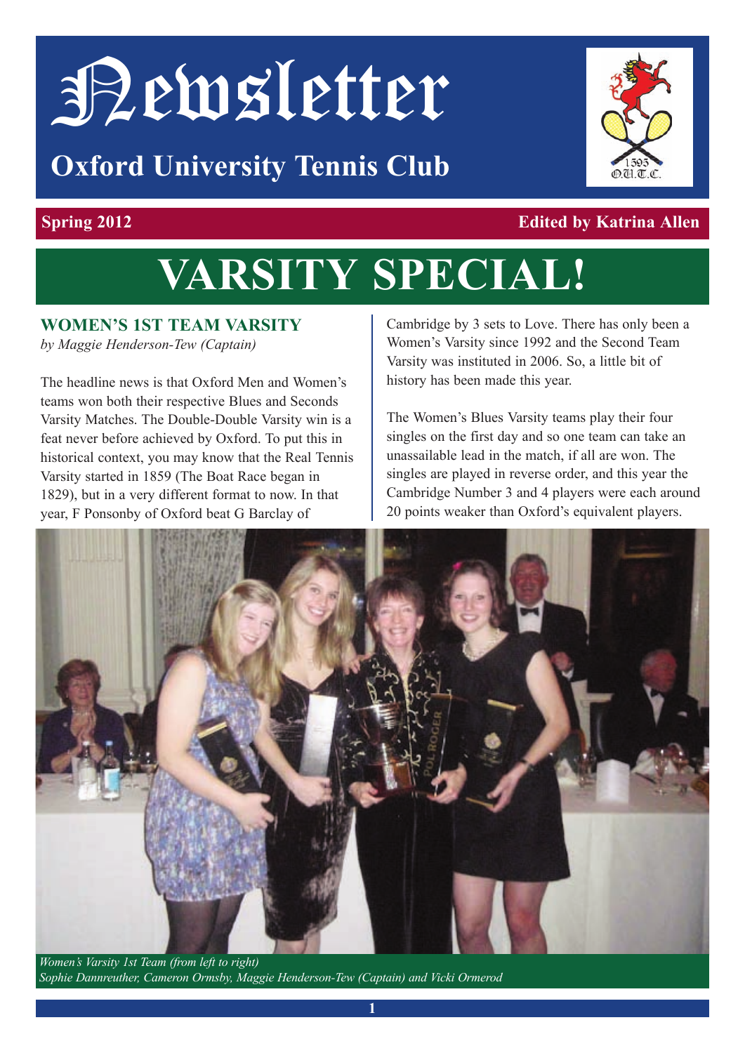# Newsletter

## Oxford University Tennis Club

**Spring 2012** **Edited by Katrina Allen**

# VARSITY SPECIAL!

### WOMEN'S 1ST TEAM VARSITY

*by Maggie Henderson-Tew (Captain)*

The headline news is that Oxford Men and Women's teams won both their respective Blues and Seconds Varsity Matches. The Double-Double Varsity win is a feat never before achieved by Oxford. To put this in historical context, you may know that the Real Tennis Varsity started in 1859 (The Boat Race began in 1829), but in a very different format to now. In that year, F Ponsonby of Oxford beat G Barclay of Cambridge by 3 sets to Love. There has only been a Women's Varsity since 1992 and the Second Team Varsity was instituted in 2006. So, a little bit of history has been made this year.

The Women's Blues Varsity teams play their four singles on the first day and so one team can take an unassailable lead in the match, if all are won. The singles are played in reverse order, and this year the Cambridge Number 3 and 4 players were each around 20 points weaker than Oxford's equivalent players.

*Women's Varsity 1st Team (from left to right)*
*Sophie Dannreuther, Cameron Ormsby, Maggie Henderson-Tew (Captain) and Vicki Ormerod*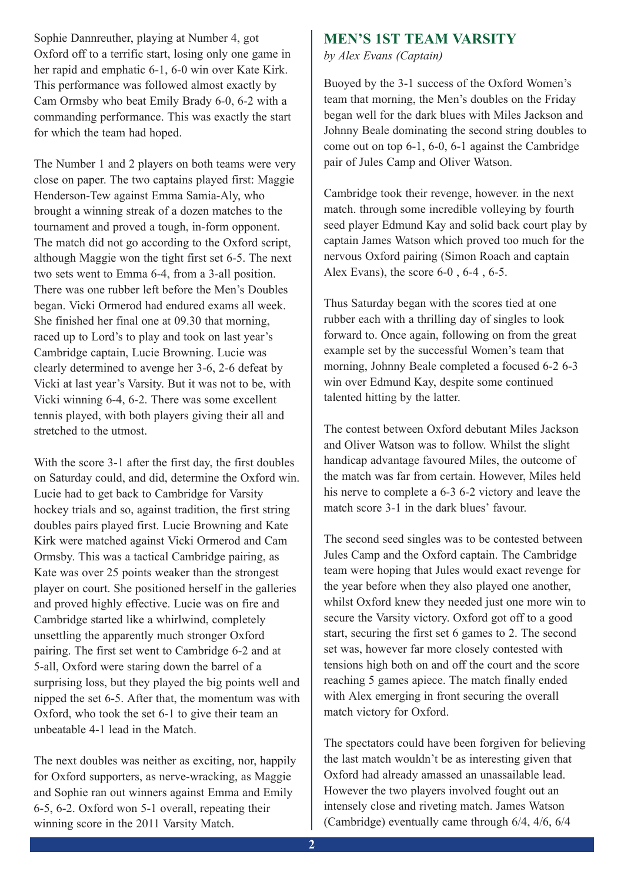Sophie Dannreuther, playing at Number 4, got Oxford off to a terrific start, losing only one game in her rapid and emphatic 6-1, 6-0 win over Kate Kirk. This performance was followed almost exactly by Cam Ormsby who beat Emily Brady 6-0, 6-2 with a commanding performance. This was exactly the start for which the team had hoped.

The Number 1 and 2 players on both teams were very close on paper. The two captains played first: Maggie Henderson-Tew against Emma Samia-Aly, who brought a winning streak of a dozen matches to the tournament and proved a tough, in-form opponent. The match did not go according to the Oxford script, although Maggie won the tight first set 6-5. The next two sets went to Emma 6-4, from a 3-all position. There was one rubber left before the Men's Doubles began. Vicki Ormerod had endured exams all week. She finished her final one at 09.30 that morning, raced up to Lord's to play and took on last year's Cambridge captain, Lucie Browning. Lucie was clearly determined to avenge her 3-6, 2-6 defeat by Vicki at last year's Varsity. But it was not to be, with Vicki winning 6-4, 6-2. There was some excellent tennis played, with both players giving their all and stretched to the utmost.

With the score 3-1 after the first day, the first doubles on Saturday could, and did, determine the Oxford win. Lucie had to get back to Cambridge for Varsity hockey trials and so, against tradition, the first string doubles pairs played first. Lucie Browning and Kate Kirk were matched against Vicki Ormerod and Cam Ormsby. This was a tactical Cambridge pairing, as Kate was over 25 points weaker than the strongest player on court. She positioned herself in the galleries and proved highly effective. Lucie was on fire and Cambridge started like a whirlwind, completely unsettling the apparently much stronger Oxford pairing. The first set went to Cambridge 6-2 and at 5-all, Oxford were staring down the barrel of a surprising loss, but they played the big points well and nipped the set 6-5. After that, the momentum was with Oxford, who took the set 6-1 to give their team an unbeatable 4-1 lead in the Match.

The next doubles was neither as exciting, nor, happily for Oxford supporters, as nerve-wracking, as Maggie and Sophie ran out winners against Emma and Emily 6-5, 6-2. Oxford won 5-1 overall, repeating their winning score in the 2011 Varsity Match.

## MEN'S 1ST TEAM VARSITY

*by Alex Evans (Captain)*

Buoyed by the 3-1 success of the Oxford Women's team that morning, the Men's doubles on the Friday began well for the dark blues with Miles Jackson and Johnny Beale dominating the second string doubles to come out on top 6-1, 6-0, 6-1 against the Cambridge pair of Jules Camp and Oliver Watson.

Cambridge took their revenge, however. in the next match. through some incredible volleying by fourth seed player Edmund Kay and solid back court play by captain James Watson which proved too much for the nervous Oxford pairing (Simon Roach and captain Alex Evans), the score 6-0 , 6-4 , 6-5.

Thus Saturday began with the scores tied at one rubber each with a thrilling day of singles to look forward to. Once again, following on from the great example set by the successful Women's team that morning, Johnny Beale completed a focused 6-2 6-3 win over Edmund Kay, despite some continued talented hitting by the latter.

The contest between Oxford debutant Miles Jackson and Oliver Watson was to follow. Whilst the slight handicap advantage favoured Miles, the outcome of the match was far from certain. However, Miles held his nerve to complete a 6-3 6-2 victory and leave the match score 3-1 in the dark blues' favour.

The second seed singles was to be contested between Jules Camp and the Oxford captain. The Cambridge team were hoping that Jules would exact revenge for the year before when they also played one another, whilst Oxford knew they needed just one more win to secure the Varsity victory. Oxford got off to a good start, securing the first set 6 games to 2. The second set was, however far more closely contested with tensions high both on and off the court and the score reaching 5 games apiece. The match finally ended with Alex emerging in front securing the overall match victory for Oxford.

The spectators could have been forgiven for believing the last match wouldn't be as interesting given that Oxford had already amassed an unassailable lead. However the two players involved fought out an intensely close and riveting match. James Watson (Cambridge) eventually came through 6/4, 4/6, 6/4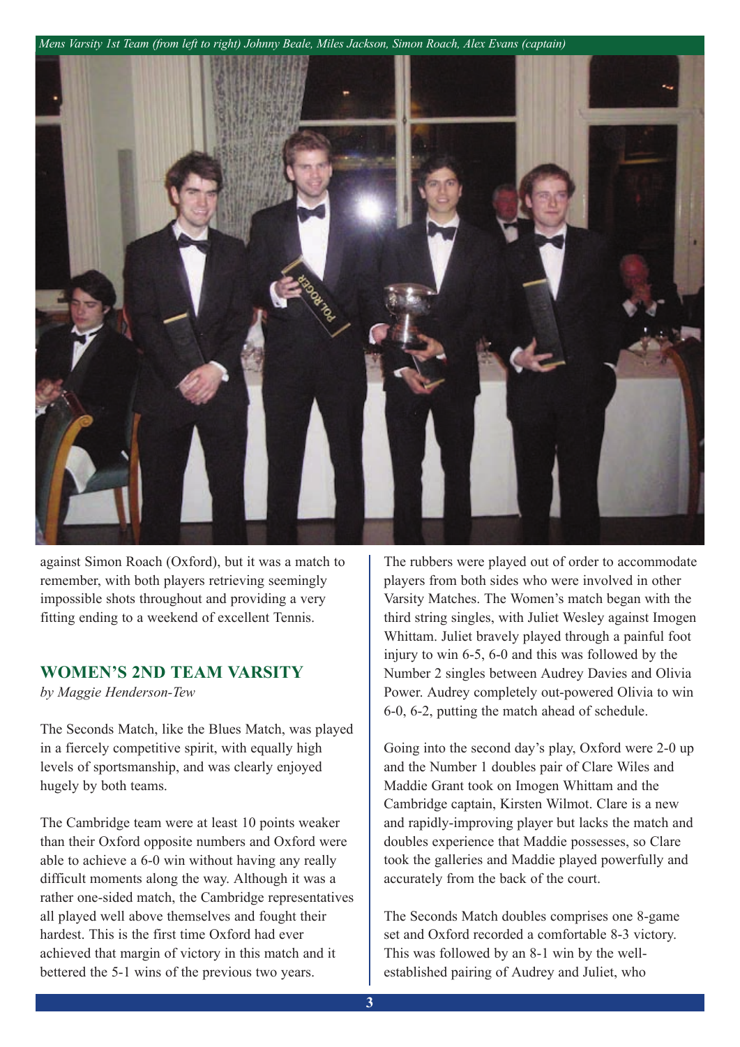*Mens Varsity 1st Team (from left to right) Johnny Beale, Miles Jackson, Simon Roach, Alex Evans (captain)*

against Simon Roach (Oxford), but it was a match to remember, with both players retrieving seemingly impossible shots throughout and providing a very fitting ending to a weekend of excellent Tennis.

## WOMEN'S 2ND TEAM VARSITY

*by Maggie Henderson-Tew*

The Seconds Match, like the Blues Match, was played in a fiercely competitive spirit, with equally high levels of sportsmanship, and was clearly enjoyed hugely by both teams.

The Cambridge team were at least 10 points weaker than their Oxford opposite numbers and Oxford were able to achieve a 6-0 win without having any really difficult moments along the way. Although it was a rather one-sided match, the Cambridge representatives all played well above themselves and fought their hardest. This is the first time Oxford had ever achieved that margin of victory in this match and it bettered the 5-1 wins of the previous two years.

The rubbers were played out of order to accommodate players from both sides who were involved in other Varsity Matches. The Women's match began with the third string singles, with Juliet Wesley against Imogen Whittam. Juliet bravely played through a painful foot injury to win 6-5, 6-0 and this was followed by the Number 2 singles between Audrey Davies and Olivia Power. Audrey completely out-powered Olivia to win 6-0, 6-2, putting the match ahead of schedule.

Going into the second day's play, Oxford were 2-0 up and the Number 1 doubles pair of Clare Wiles and Maddie Grant took on Imogen Whittam and the Cambridge captain, Kirsten Wilmot. Clare is a new and rapidly-improving player but lacks the match and doubles experience that Maddie possesses, so Clare took the galleries and Maddie played powerfully and accurately from the back of the court.

The Seconds Match doubles comprises one 8-game set and Oxford recorded a comfortable 8-3 victory. This was followed by an 8-1 win by the well-established pairing of Audrey and Juliet, who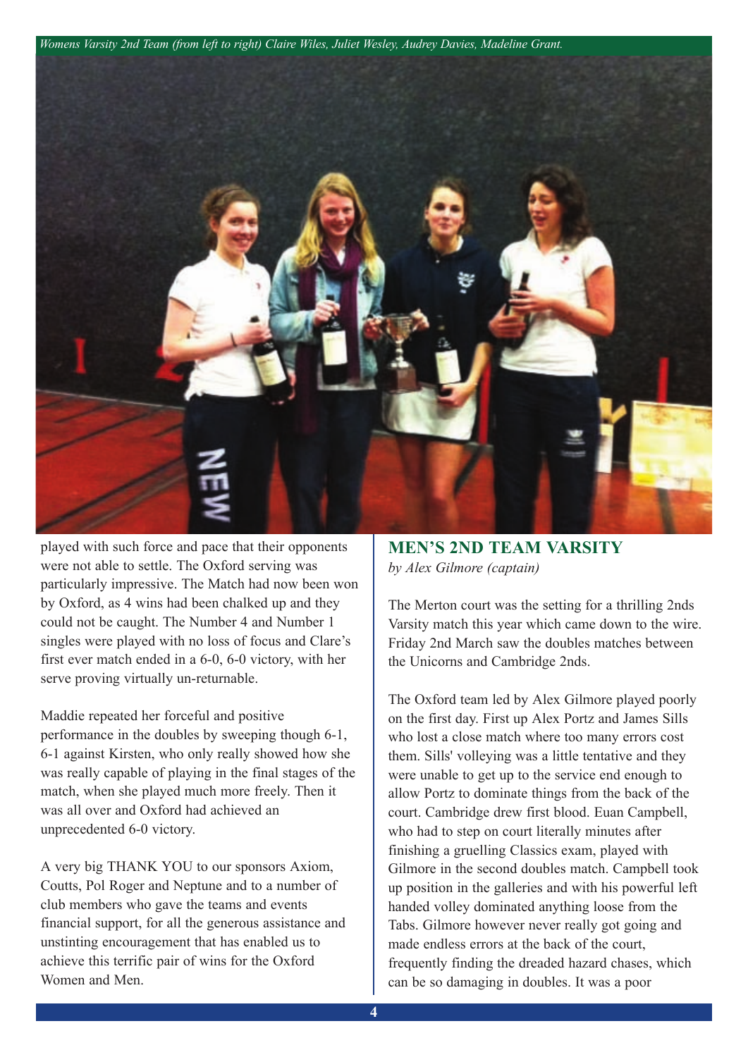*Womens Varsity 2nd Team (from left to right) Claire Wiles, Juliet Wesley, Audrey Davies, Madeline Grant.*

played with such force and pace that their opponents were not able to settle. The Oxford serving was particularly impressive. The Match had now been won by Oxford, as 4 wins had been chalked up and they could not be caught. The Number 4 and Number 1 singles were played with no loss of focus and Clare's first ever match ended in a 6-0, 6-0 victory, with her serve proving virtually un-returnable.

Maddie repeated her forceful and positive performance in the doubles by sweeping though 6-1, 6-1 against Kirsten, who only really showed how she was really capable of playing in the final stages of the match, when she played much more freely. Then it was all over and Oxford had achieved an unprecedented 6-0 victory.

A very big THANK YOU to our sponsors Axiom, Coutts, Pol Roger and Neptune and to a number of club members who gave the teams and events financial support, for all the generous assistance and unstinting encouragement that has enabled us to achieve this terrific pair of wins for the Oxford Women and Men.

## MEN'S 2ND TEAM VARSITY

*by Alex Gilmore (captain)*

The Merton court was the setting for a thrilling 2nds Varsity match this year which came down to the wire. Friday 2nd March saw the doubles matches between the Unicorns and Cambridge 2nds.

The Oxford team led by Alex Gilmore played poorly on the first day. First up Alex Portz and James Sills who lost a close match where too many errors cost them. Sills' volleying was a little tentative and they were unable to get up to the service end enough to allow Portz to dominate things from the back of the court. Cambridge drew first blood. Euan Campbell, who had to step on court literally minutes after finishing a gruelling Classics exam, played with Gilmore in the second doubles match. Campbell took up position in the galleries and with his powerful left handed volley dominated anything loose from the Tabs. Gilmore however never really got going and made endless errors at the back of the court, frequently finding the dreaded hazard chases, which can be so damaging in doubles. It was a poor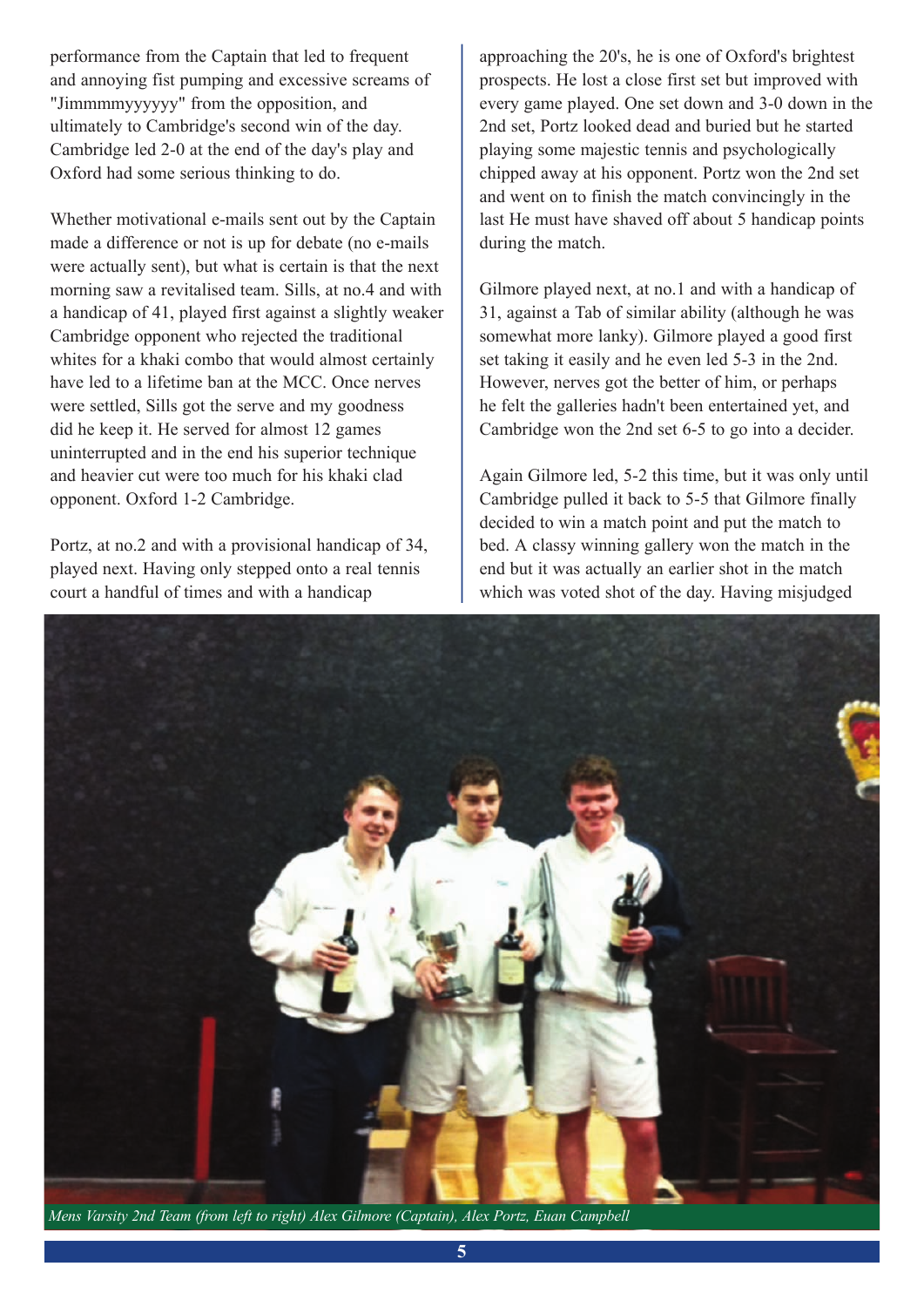performance from the Captain that led to frequent and annoying fist pumping and excessive screams of "Jimmmmyyyyyy" from the opposition, and ultimately to Cambridge's second win of the day. Cambridge led 2-0 at the end of the day's play and Oxford had some serious thinking to do.

Whether motivational e-mails sent out by the Captain made a difference or not is up for debate (no e-mails were actually sent), but what is certain is that the next morning saw a revitalised team. Sills, at no.4 and with a handicap of 41, played first against a slightly weaker Cambridge opponent who rejected the traditional whites for a khaki combo that would almost certainly have led to a lifetime ban at the MCC. Once nerves were settled, Sills got the serve and my goodness did he keep it. He served for almost 12 games uninterrupted and in the end his superior technique and heavier cut were too much for his khaki clad opponent. Oxford 1-2 Cambridge.

Portz, at no.2 and with a provisional handicap of 34, played next. Having only stepped onto a real tennis court a handful of times and with a handicap approaching the 20's, he is one of Oxford's brightest prospects. He lost a close first set but improved with every game played. One set down and 3-0 down in the 2nd set, Portz looked dead and buried but he started playing some majestic tennis and psychologically chipped away at his opponent. Portz won the 2nd set and went on to finish the match convincingly in the last He must have shaved off about 5 handicap points during the match.

Gilmore played next, at no.1 and with a handicap of 31, against a Tab of similar ability (although he was somewhat more lanky). Gilmore played a good first set taking it easily and he even led 5-3 in the 2nd. However, nerves got the better of him, or perhaps he felt the galleries hadn't been entertained yet, and Cambridge won the 2nd set 6-5 to go into a decider.

Again Gilmore led, 5-2 this time, but it was only until Cambridge pulled it back to 5-5 that Gilmore finally decided to win a match point and put the match to bed. A classy winning gallery won the match in the end but it was actually an earlier shot in the match which was voted shot of the day. Having misjudged

*Mens Varsity 2nd Team (from left to right) Alex Gilmore (Captain), Alex Portz, Euan Campbell*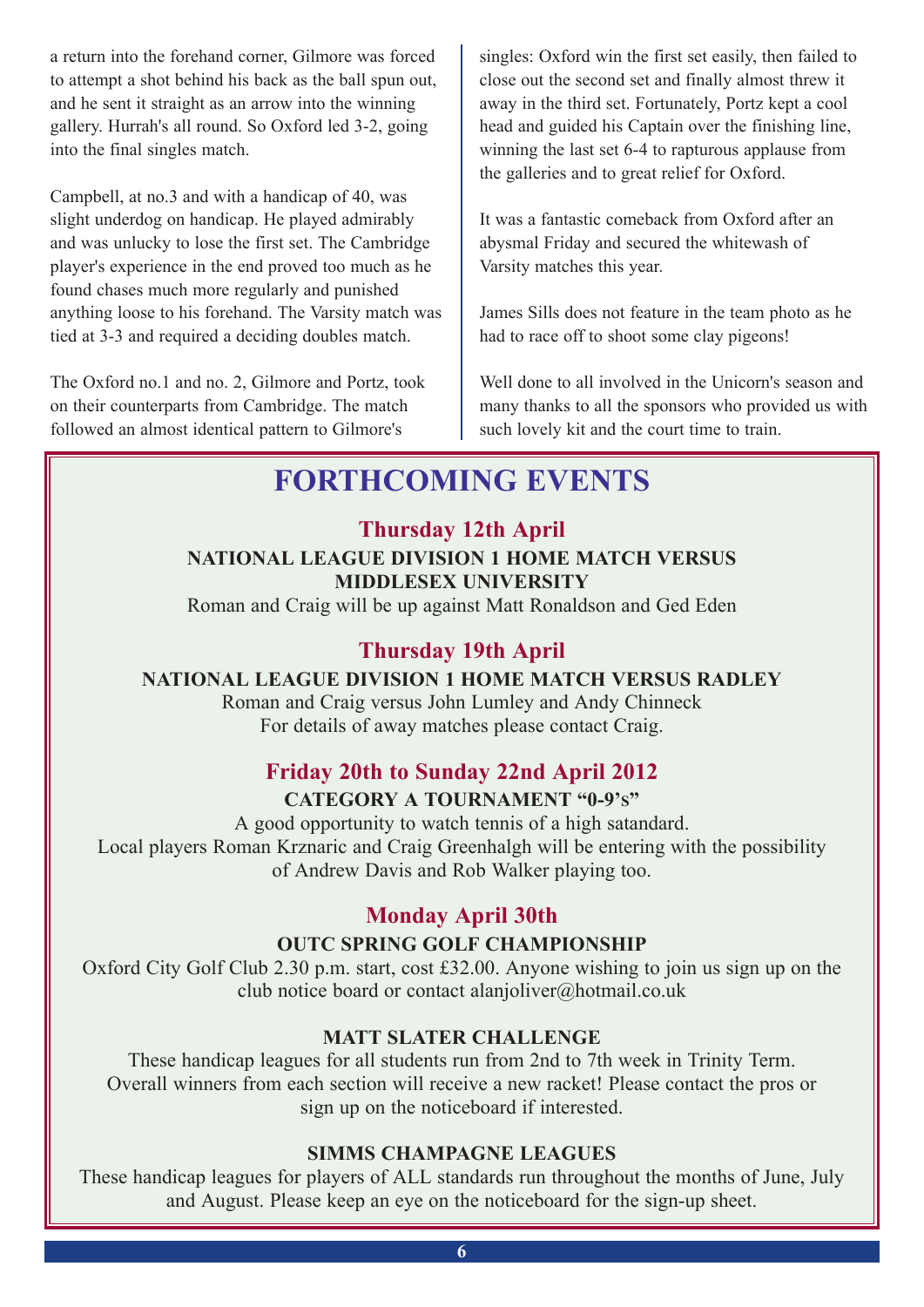a return into the forehand corner, Gilmore was forced to attempt a shot behind his back as the ball spun out, and he sent it straight as an arrow into the winning gallery. Hurrah's all round. So Oxford led 3-2, going into the final singles match.

Campbell, at no.3 and with a handicap of 40, was slight underdog on handicap. He played admirably and was unlucky to lose the first set. The Cambridge player's experience in the end proved too much as he found chases much more regularly and punished anything loose to his forehand. The Varsity match was tied at 3-3 and required a deciding doubles match.

The Oxford no.1 and no. 2, Gilmore and Portz, took on their counterparts from Cambridge. The match followed an almost identical pattern to Gilmore's singles: Oxford win the first set easily, then failed to close out the second set and finally almost threw it away in the third set. Fortunately, Portz kept a cool head and guided his Captain over the finishing line, winning the last set 6-4 to rapturous applause from the galleries and to great relief for Oxford.

It was a fantastic comeback from Oxford after an abysmal Friday and secured the whitewash of Varsity matches this year.

James Sills does not feature in the team photo as he had to race off to shoot some clay pigeons!

Well done to all involved in the Unicorn's season and many thanks to all the sponsors who provided us with such lovely kit and the court time to train.

# FORTHCOMING EVENTS

## Thursday 12th April

**NATIONAL LEAGUE DIVISION 1 HOME MATCH VERSUS MIDDLESEX UNIVERSITY**

Roman and Craig will be up against Matt Ronaldson and Ged Eden

## Thursday 19th April

**NATIONAL LEAGUE DIVISION 1 HOME MATCH VERSUS RADLEY**

Roman and Craig versus John Lumley and Andy Chinneck
For details of away matches please contact Craig.

## Friday 20th to Sunday 22nd April 2012

**CATEGORY A TOURNAMENT "0-9's"**

A good opportunity to watch tennis of a high satandard.
Local players Roman Krznaric and Craig Greenhalgh will be entering with the possibility of Andrew Davis and Rob Walker playing too.

## Monday April 30th

**OUTC SPRING GOLF CHAMPIONSHIP**

Oxford City Golf Club 2.30 p.m. start, cost £32.00. Anyone wishing to join us sign up on the club notice board or contact alanjoliver@hotmail.co.uk

**MATT SLATER CHALLENGE**

These handicap leagues for all students run from 2nd to 7th week in Trinity Term. Overall winners from each section will receive a new racket! Please contact the pros or sign up on the noticeboard if interested.

**SIMMS CHAMPAGNE LEAGUES**

These handicap leagues for players of ALL standards run throughout the months of June, July and August. Please keep an eye on the noticeboard for the sign-up sheet.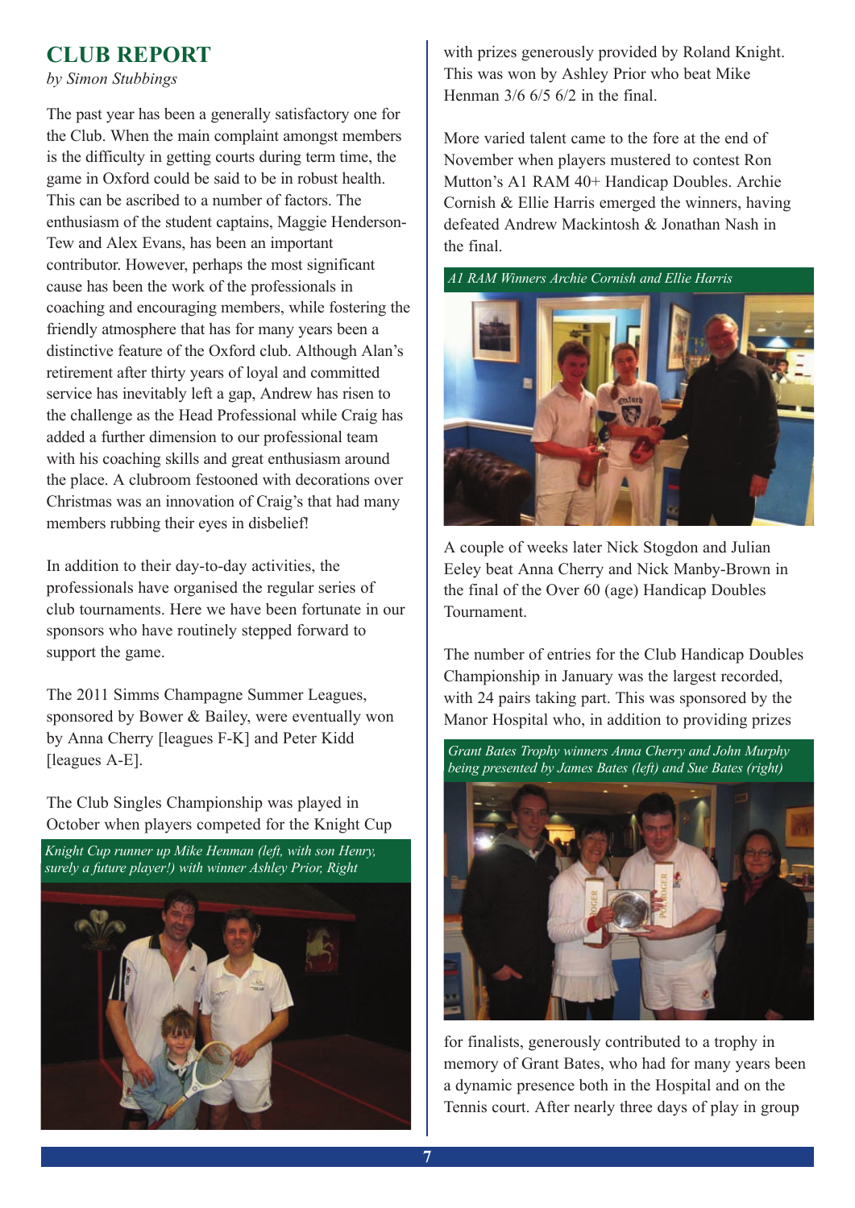## CLUB REPORT

*by Simon Stubbings*

The past year has been a generally satisfactory one for the Club. When the main complaint amongst members is the difficulty in getting courts during term time, the game in Oxford could be said to be in robust health. This can be ascribed to a number of factors. The enthusiasm of the student captains, Maggie Henderson-Tew and Alex Evans, has been an important contributor. However, perhaps the most significant cause has been the work of the professionals in coaching and encouraging members, while fostering the friendly atmosphere that has for many years been a distinctive feature of the Oxford club. Although Alan's retirement after thirty years of loyal and committed service has inevitably left a gap, Andrew has risen to the challenge as the Head Professional while Craig has added a further dimension to our professional team with his coaching skills and great enthusiasm around the place. A clubroom festooned with decorations over Christmas was an innovation of Craig's that had many members rubbing their eyes in disbelief!

In addition to their day-to-day activities, the professionals have organised the regular series of club tournaments. Here we have been fortunate in our sponsors who have routinely stepped forward to support the game.

The 2011 Simms Champagne Summer Leagues, sponsored by Bower & Bailey, were eventually won by Anna Cherry [leagues F-K] and Peter Kidd [leagues A-E].

The Club Singles Championship was played in October when players competed for the Knight Cup with prizes generously provided by Roland Knight. This was won by Ashley Prior who beat Mike Henman 3/6 6/5 6/2 in the final.

*Knight Cup runner up Mike Henman (left, with son Henry, surely a future player!) with winner Ashley Prior, Right*

More varied talent came to the fore at the end of November when players mustered to contest Ron Mutton's A1 RAM 40+ Handicap Doubles. Archie Cornish & Ellie Harris emerged the winners, having defeated Andrew Mackintosh & Jonathan Nash in the final.

*A1 RAM Winners Archie Cornish and Ellie Harris*

A couple of weeks later Nick Stogdon and Julian Eeley beat Anna Cherry and Nick Manby-Brown in the final of the Over 60 (age) Handicap Doubles Tournament.

The number of entries for the Club Handicap Doubles Championship in January was the largest recorded, with 24 pairs taking part. This was sponsored by the Manor Hospital who, in addition to providing prizes for finalists, generously contributed to a trophy in memory of Grant Bates, who had for many years been a dynamic presence both in the Hospital and on the Tennis court. After nearly three days of play in group

*Grant Bates Trophy winners Anna Cherry and John Murphy being presented by James Bates (left) and Sue Bates (right)*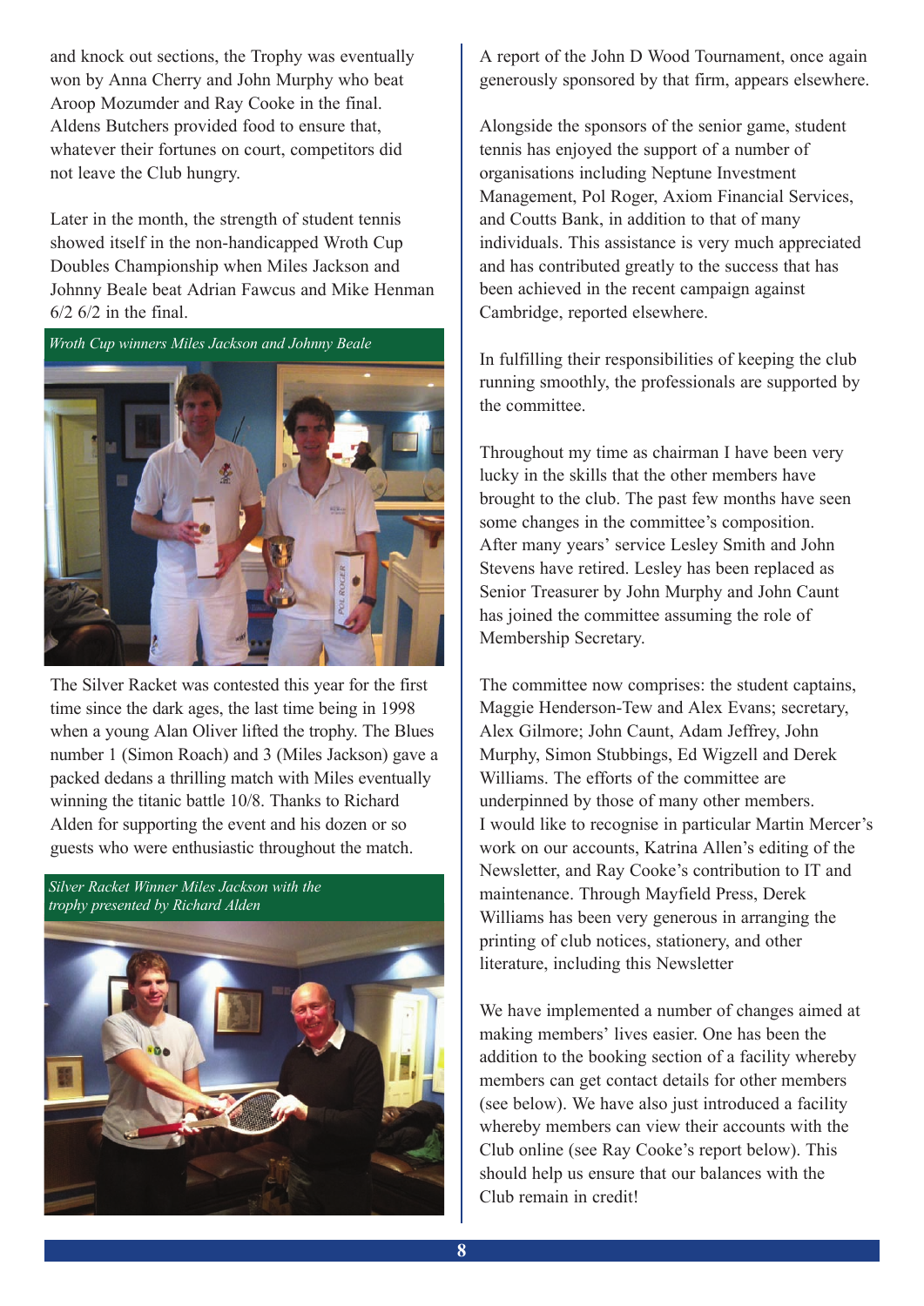and knock out sections, the Trophy was eventually won by Anna Cherry and John Murphy who beat Aroop Mozumder and Ray Cooke in the final. Aldens Butchers provided food to ensure that, whatever their fortunes on court, competitors did not leave the Club hungry.

Later in the month, the strength of student tennis showed itself in the non-handicapped Wroth Cup Doubles Championship when Miles Jackson and Johnny Beale beat Adrian Fawcus and Mike Henman 6/2 6/2 in the final.

*Wroth Cup winners Miles Jackson and Johnny Beale*

The Silver Racket was contested this year for the first time since the dark ages, the last time being in 1998 when a young Alan Oliver lifted the trophy. The Blues number 1 (Simon Roach) and 3 (Miles Jackson) gave a packed dedans a thrilling match with Miles eventually winning the titanic battle 10/8. Thanks to Richard Alden for supporting the event and his dozen or so guests who were enthusiastic throughout the match.

*Silver Racket Winner Miles Jackson with the trophy presented by Richard Alden*

A report of the John D Wood Tournament, once again generously sponsored by that firm, appears elsewhere.

Alongside the sponsors of the senior game, student tennis has enjoyed the support of a number of organisations including Neptune Investment Management, Pol Roger, Axiom Financial Services, and Coutts Bank, in addition to that of many individuals. This assistance is very much appreciated and has contributed greatly to the success that has been achieved in the recent campaign against Cambridge, reported elsewhere.

In fulfilling their responsibilities of keeping the club running smoothly, the professionals are supported by the committee.

Throughout my time as chairman I have been very lucky in the skills that the other members have brought to the club. The past few months have seen some changes in the committee's composition. After many years' service Lesley Smith and John Stevens have retired. Lesley has been replaced as Senior Treasurer by John Murphy and John Caunt has joined the committee assuming the role of Membership Secretary.

The committee now comprises: the student captains, Maggie Henderson-Tew and Alex Evans; secretary, Alex Gilmore; John Caunt, Adam Jeffrey, John Murphy, Simon Stubbings, Ed Wigzell and Derek Williams. The efforts of the committee are underpinned by those of many other members. I would like to recognise in particular Martin Mercer's work on our accounts, Katrina Allen's editing of the Newsletter, and Ray Cooke's contribution to IT and maintenance. Through Mayfield Press, Derek Williams has been very generous in arranging the printing of club notices, stationery, and other literature, including this Newsletter

We have implemented a number of changes aimed at making members' lives easier. One has been the addition to the booking section of a facility whereby members can get contact details for other members (see below). We have also just introduced a facility whereby members can view their accounts with the Club online (see Ray Cooke's report below). This should help us ensure that our balances with the Club remain in credit!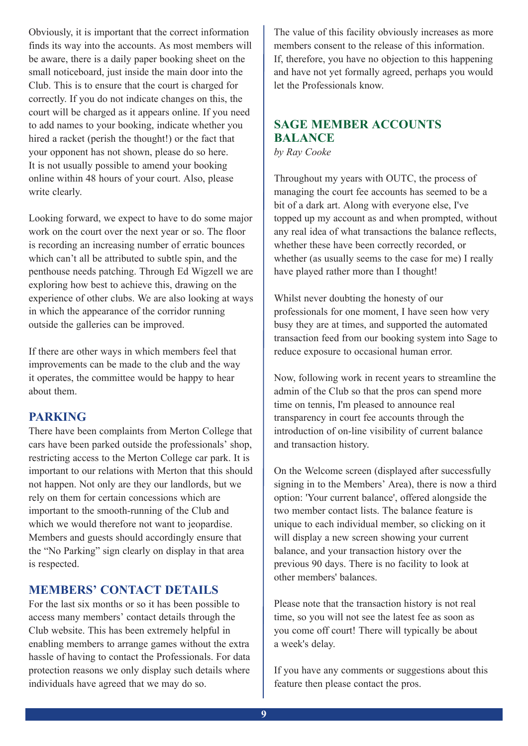Obviously, it is important that the correct information finds its way into the accounts. As most members will be aware, there is a daily paper booking sheet on the small noticeboard, just inside the main door into the Club. This is to ensure that the court is charged for correctly. If you do not indicate changes on this, the court will be charged as it appears online. If you need to add names to your booking, indicate whether you hired a racket (perish the thought!) or the fact that your opponent has not shown, please do so here. It is not usually possible to amend your booking online within 48 hours of your court. Also, please write clearly.

Looking forward, we expect to have to do some major work on the court over the next year or so. The floor is recording an increasing number of erratic bounces which can't all be attributed to subtle spin, and the penthouse needs patching. Through Ed Wigzell we are exploring how best to achieve this, drawing on the experience of other clubs. We are also looking at ways in which the appearance of the corridor running outside the galleries can be improved.

If there are other ways in which members feel that improvements can be made to the club and the way it operates, the committee would be happy to hear about them.

## PARKING

There have been complaints from Merton College that cars have been parked outside the professionals' shop, restricting access to the Merton College car park. It is important to our relations with Merton that this should not happen. Not only are they our landlords, but we rely on them for certain concessions which are important to the smooth-running of the Club and which we would therefore not want to jeopardise. Members and guests should accordingly ensure that the "No Parking" sign clearly on display in that area is respected.

## MEMBERS' CONTACT DETAILS

For the last six months or so it has been possible to access many members' contact details through the Club website. This has been extremely helpful in enabling members to arrange games without the extra hassle of having to contact the Professionals. For data protection reasons we only display such details where individuals have agreed that we may do so.

The value of this facility obviously increases as more members consent to the release of this information. If, therefore, you have no objection to this happening and have not yet formally agreed, perhaps you would let the Professionals know.

## SAGE MEMBER ACCOUNTS BALANCE

*by Ray Cooke*

Throughout my years with OUTC, the process of managing the court fee accounts has seemed to be a bit of a dark art. Along with everyone else, I've topped up my account as and when prompted, without any real idea of what transactions the balance reflects, whether these have been correctly recorded, or whether (as usually seems to the case for me) I really have played rather more than I thought!

Whilst never doubting the honesty of our professionals for one moment, I have seen how very busy they are at times, and supported the automated transaction feed from our booking system into Sage to reduce exposure to occasional human error.

Now, following work in recent years to streamline the admin of the Club so that the pros can spend more time on tennis, I'm pleased to announce real transparency in court fee accounts through the introduction of on-line visibility of current balance and transaction history.

On the Welcome screen (displayed after successfully signing in to the Members' Area), there is now a third option: 'Your current balance', offered alongside the two member contact lists. The balance feature is unique to each individual member, so clicking on it will display a new screen showing your current balance, and your transaction history over the previous 90 days. There is no facility to look at other members' balances.

Please note that the transaction history is not real time, so you will not see the latest fee as soon as you come off court! There will typically be about a week's delay.

If you have any comments or suggestions about this feature then please contact the pros.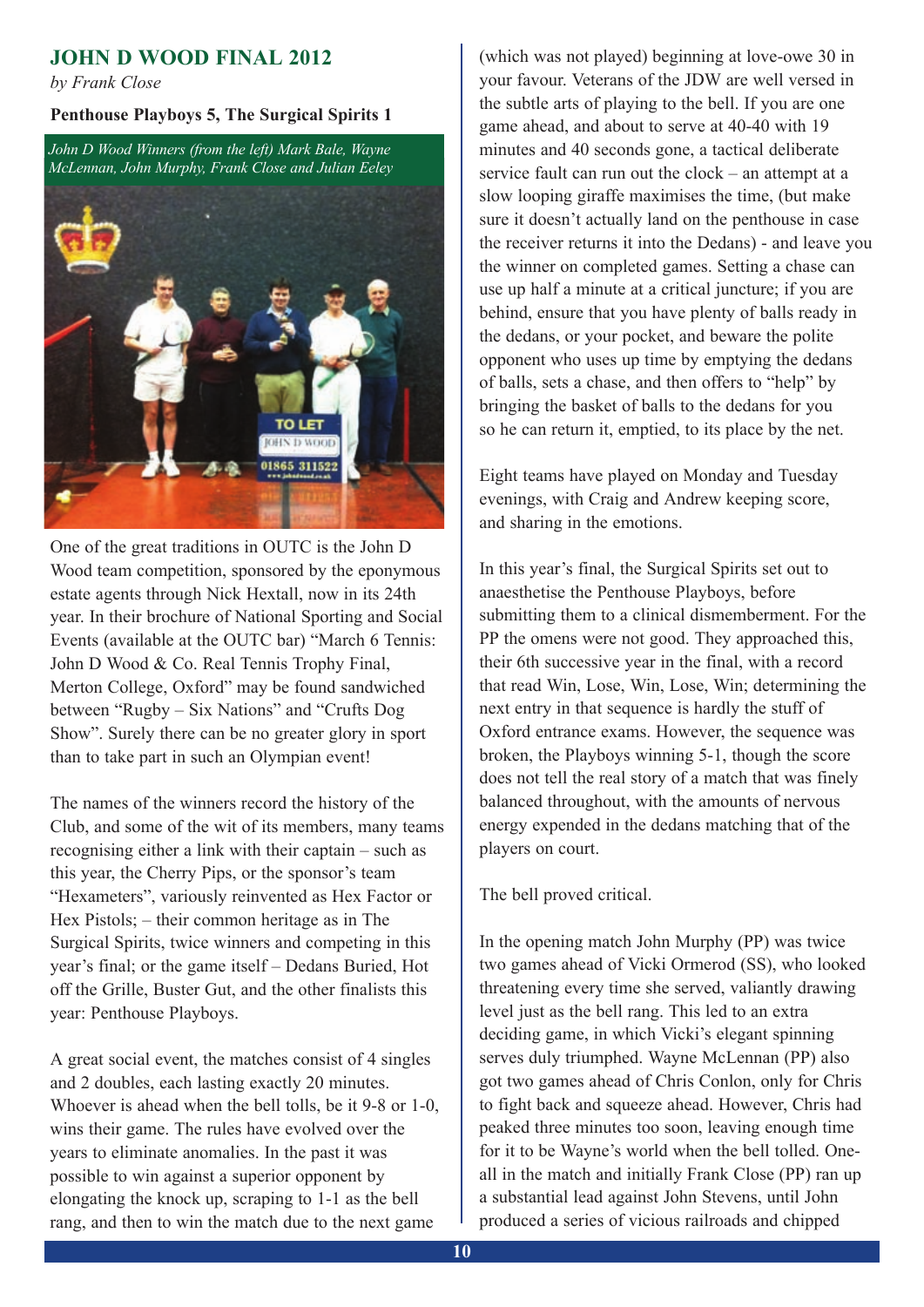## JOHN D WOOD FINAL 2012

*by Frank Close*

**Penthouse Playboys 5, The Surgical Spirits 1**

*John D Wood Winners (from the left) Mark Bale, Wayne McLennan, John Murphy, Frank Close and Julian Eeley*

One of the great traditions in OUTC is the John D Wood team competition, sponsored by the eponymous estate agents through Nick Hextall, now in its 24th year. In their brochure of National Sporting and Social Events (available at the OUTC bar) "March 6 Tennis: John D Wood & Co. Real Tennis Trophy Final, Merton College, Oxford" may be found sandwiched between "Rugby – Six Nations" and "Crufts Dog Show". Surely there can be no greater glory in sport than to take part in such an Olympian event!

The names of the winners record the history of the Club, and some of the wit of its members, many teams recognising either a link with their captain – such as this year, the Cherry Pips, or the sponsor's team "Hexameters", variously reinvented as Hex Factor or Hex Pistols; – their common heritage as in The Surgical Spirits, twice winners and competing in this year's final; or the game itself – Dedans Buried, Hot off the Grille, Buster Gut, and the other finalists this year: Penthouse Playboys.

A great social event, the matches consist of 4 singles and 2 doubles, each lasting exactly 20 minutes. Whoever is ahead when the bell tolls, be it 9-8 or 1-0, wins their game. The rules have evolved over the years to eliminate anomalies. In the past it was possible to win against a superior opponent by elongating the knock up, scraping to 1-1 as the bell rang, and then to win the match due to the next game (which was not played) beginning at love-owe 30 in your favour. Veterans of the JDW are well versed in the subtle arts of playing to the bell. If you are one game ahead, and about to serve at 40-40 with 19 minutes and 40 seconds gone, a tactical deliberate service fault can run out the clock – an attempt at a slow looping giraffe maximises the time, (but make sure it doesn't actually land on the penthouse in case the receiver returns it into the Dedans) - and leave you the winner on completed games. Setting a chase can use up half a minute at a critical juncture; if you are behind, ensure that you have plenty of balls ready in the dedans, or your pocket, and beware the polite opponent who uses up time by emptying the dedans of balls, sets a chase, and then offers to "help" by bringing the basket of balls to the dedans for you so he can return it, emptied, to its place by the net.

Eight teams have played on Monday and Tuesday evenings, with Craig and Andrew keeping score, and sharing in the emotions.

In this year's final, the Surgical Spirits set out to anaesthetise the Penthouse Playboys, before submitting them to a clinical dismemberment. For the PP the omens were not good. They approached this, their 6th successive year in the final, with a record that read Win, Lose, Win, Lose, Win; determining the next entry in that sequence is hardly the stuff of Oxford entrance exams. However, the sequence was broken, the Playboys winning 5-1, though the score does not tell the real story of a match that was finely balanced throughout, with the amounts of nervous energy expended in the dedans matching that of the players on court.

The bell proved critical.

In the opening match John Murphy (PP) was twice two games ahead of Vicki Ormerod (SS), who looked threatening every time she served, valiantly drawing level just as the bell rang. This led to an extra deciding game, in which Vicki's elegant spinning serves duly triumphed. Wayne McLennan (PP) also got two games ahead of Chris Conlon, only for Chris to fight back and squeeze ahead. However, Chris had peaked three minutes too soon, leaving enough time for it to be Wayne's world when the bell tolled. One-all in the match and initially Frank Close (PP) ran up a substantial lead against John Stevens, until John produced a series of vicious railroads and chipped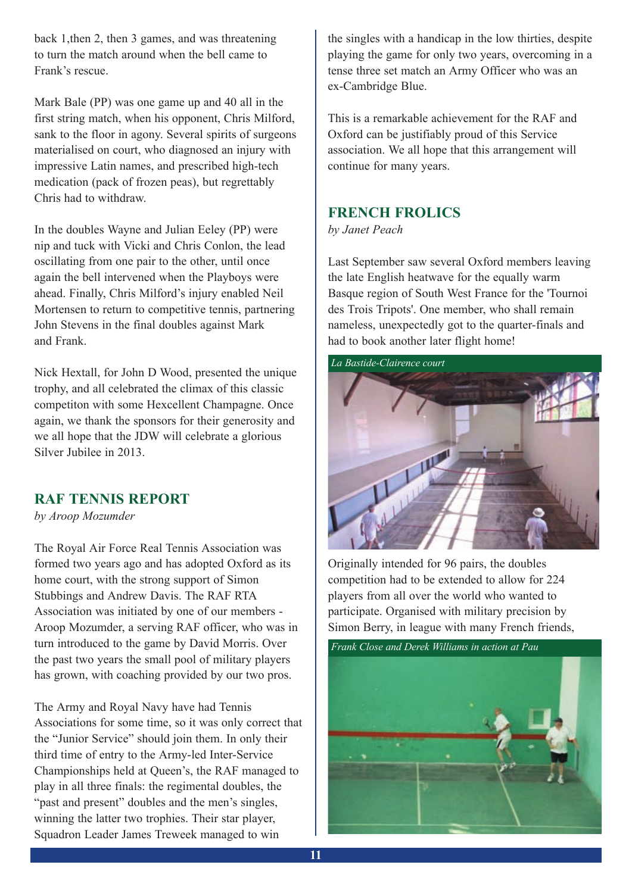back 1,then 2, then 3 games, and was threatening to turn the match around when the bell came to Frank's rescue.

Mark Bale (PP) was one game up and 40 all in the first string match, when his opponent, Chris Milford, sank to the floor in agony. Several spirits of surgeons materialised on court, who diagnosed an injury with impressive Latin names, and prescribed high-tech medication (pack of frozen peas), but regrettably Chris had to withdraw.

In the doubles Wayne and Julian Eeley (PP) were nip and tuck with Vicki and Chris Conlon, the lead oscillating from one pair to the other, until once again the bell intervened when the Playboys were ahead. Finally, Chris Milford's injury enabled Neil Mortensen to return to competitive tennis, partnering John Stevens in the final doubles against Mark and Frank.

Nick Hextall, for John D Wood, presented the unique trophy, and all celebrated the climax of this classic competiton with some Hexcellent Champagne. Once again, we thank the sponsors for their generosity and we all hope that the JDW will celebrate a glorious Silver Jubilee in 2013.

## RAF TENNIS REPORT

*by Aroop Mozumder*

The Royal Air Force Real Tennis Association was formed two years ago and has adopted Oxford as its home court, with the strong support of Simon Stubbings and Andrew Davis. The RAF RTA Association was initiated by one of our members - Aroop Mozumder, a serving RAF officer, who was in turn introduced to the game by David Morris. Over the past two years the small pool of military players has grown, with coaching provided by our two pros.

The Army and Royal Navy have had Tennis Associations for some time, so it was only correct that the "Junior Service" should join them. In only their third time of entry to the Army-led Inter-Service Championships held at Queen's, the RAF managed to play in all three finals: the regimental doubles, the "past and present" doubles and the men's singles, winning the latter two trophies. Their star player, Squadron Leader James Treweek managed to win the singles with a handicap in the low thirties, despite playing the game for only two years, overcoming in a tense three set match an Army Officer who was an ex-Cambridge Blue.

This is a remarkable achievement for the RAF and Oxford can be justifiably proud of this Service association. We all hope that this arrangement will continue for many years.

## FRENCH FROLICS

*by Janet Peach*

Last September saw several Oxford members leaving the late English heatwave for the equally warm Basque region of South West France for the 'Tournoi des Trois Tripots'. One member, who shall remain nameless, unexpectedly got to the quarter-finals and had to book another later flight home!

*La Bastide-Clairence court*

Originally intended for 96 pairs, the doubles competition had to be extended to allow for 224 players from all over the world who wanted to participate. Organised with military precision by Simon Berry, in league with many French friends,

*Frank Close and Derek Williams in action at Pau*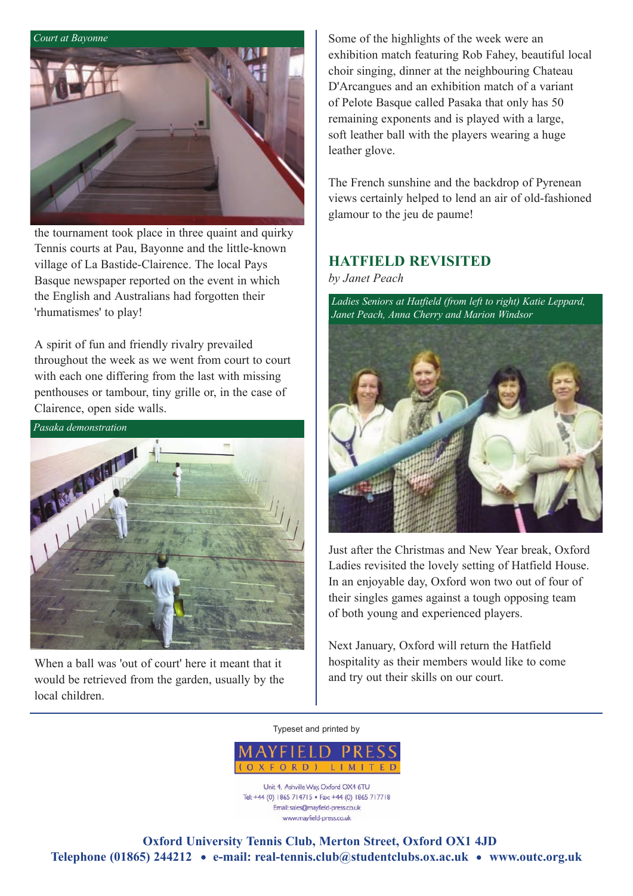*Court at Bayonne*

the tournament took place in three quaint and quirky Tennis courts at Pau, Bayonne and the little-known village of La Bastide-Clairence. The local Pays Basque newspaper reported on the event in which the English and Australians had forgotten their 'rhumatismes' to play!

A spirit of fun and friendly rivalry prevailed throughout the week as we went from court to court with each one differing from the last with missing penthouses or tambour, tiny grille or, in the case of Clairence, open side walls.

*Pasaka demonstration*

When a ball was 'out of court' here it meant that it would be retrieved from the garden, usually by the local children.

Some of the highlights of the week were an exhibition match featuring Rob Fahey, beautiful local choir singing, dinner at the neighbouring Chateau D'Arcangues and an exhibition match of a variant of Pelote Basque called Pasaka that only has 50 remaining exponents and is played with a large, soft leather ball with the players wearing a huge leather glove.

The French sunshine and the backdrop of Pyrenean views certainly helped to lend an air of old-fashioned glamour to the jeu de paume!

## HATFIELD REVISITED

*by Janet Peach*

*Ladies Seniors at Hatfield (from left to right) Katie Leppard, Janet Peach, Anna Cherry and Marion Windsor*

Just after the Christmas and New Year break, Oxford Ladies revisited the lovely setting of Hatfield House. In an enjoyable day, Oxford won two out of four of their singles games against a tough opposing team of both young and experienced players.

Next January, Oxford will return the Hatfield hospitality as their members would like to come and try out their skills on our court.

Typeset and printed by

MAYFIELD PRESS (OXFORD) LIMITED

Unit 4, Ashville Way, Oxford OX4 6TU
Tel: +44 (0) 1865 714715 • Fax: +44 (0) 1865 717718
Email: sales@mayfield-press.co.uk
www.mayfield-press.co.uk

**Oxford University Tennis Club, Merton Street, Oxford OX1 4JD**
**Telephone (01865) 244212 • e-mail: real-tennis.club@studentclubs.ox.ac.uk • www.outc.org.uk**